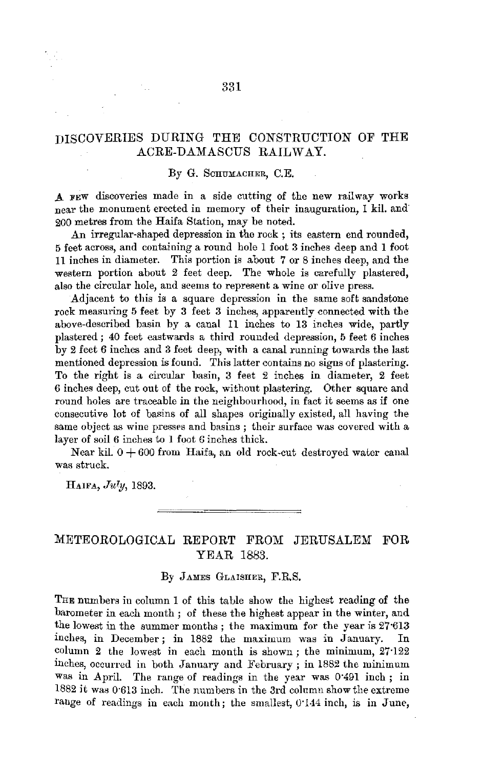## DISCOVERIES DURING THE CONSTRUCTION OF THE ACRE-DAMASCUS RAILWAY.

By G. Schumacher, C.E.

A few discoveries made in a side cutting of the new railway works near the monument erected in memory of their inauguration, 1 kil. and 200 metres from the Haifa Station, may be noted.

An irregular-shaped depression in the rock; its eastern end rounded, 5 feet across, and containing a round hole 1 foot 3 inches deep and 1 foot 11 inches in diameter. This portion is about 7 or 8 inches deep, and the western portion about 2 feet deep. The whole is carefully plastered, also the circular hole, and seems to represent a wine or olive press.

Adjacent to this is a square depression in the same soft sandstone rock measuring 5 feet by 3 feet 3 inches, apparently connected with the above-described basin by a canal 11 inches to 13 inches wide, partly plastered; 40 feet eastwards a third rounded depression, 5 feet 6 inches by 2 feet 6 inches and 3 feet deep, with a canal running towards the last mentioned depression is found. This latter contains no signs of plastering. To the right is a circular basin, 3 feet 2 inches in diameter, 2 feet 6 inches deep, cut out of the rock, without plastering. Other square and round holes are traceable in the neighbourhood, in fact it seems as if one consecutive lot of basins of all shapes originally existed, all having the same object as wine presses and basins; their surface was covered with a layer of soil 6 inches to 1 foot 6 inches thick.

Near kil. 0 + 600 from Haifa, an old rock-cut destroyed water canal was struck.

Haifa, *July*, 1893.

---

## METEOROLOGICAL REPORT FROM JERUSALEM FOR YEAR 1883.

By James Glaisher, F.R.S.

The numbers in column 1 of this table show the highest reading of the barometer in each month; of these the highest appear in the winter, and the lowest in the summer months; the maximum for the year is 27·613 inches, in December; in 1882 the maximum was in January. In column 2 the lowest in each month is shown; the minimum, 27·122 inches, occurred in both January and February; in 1882 the minimum was in April. The range of readings in the year was 0·491 inch; in 1882 it was 0·613 inch. The numbers in the 3rd column show the extreme range of readings in each month; the smallest, 0·144 inch, is in June,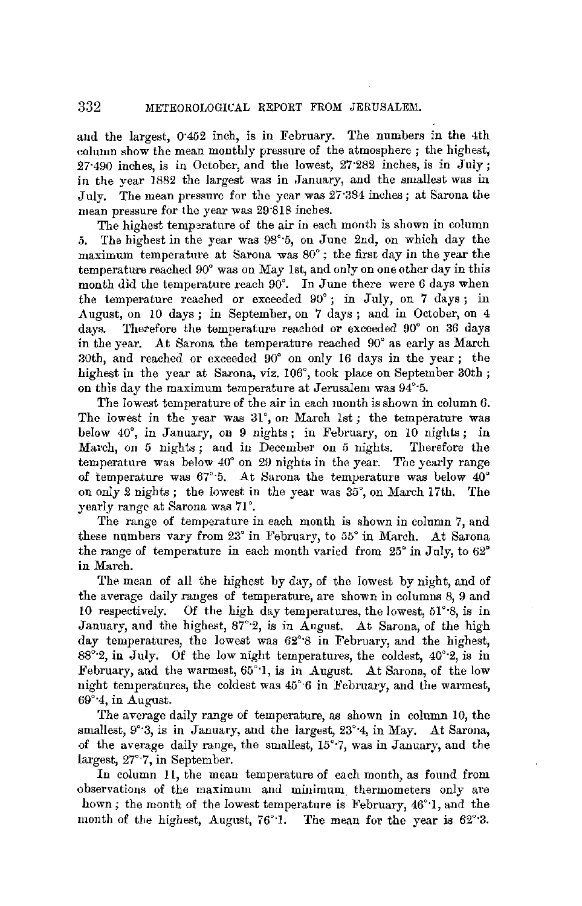and the largest, 0·452 inch, is in February. The numbers in the 4th column show the mean monthly pressure of the atmosphere; the highest, 27·490 inches, is in October, and the lowest, 27·282 inches, is in July; in the year 1882 the largest was in January, and the smallest was in July. The mean pressure for the year was 27·384 inches; at Sarona the mean pressure for the year was 29·818 inches.

The highest temperature of the air in each month is shown in column 5. The highest in the year was 98°·5, on June 2nd, on which day the maximum temperature at Sarona was 80°; the first day in the year the temperature reached 90° was on May 1st, and only on one other day in this month did the temperature reach 90°. In June there were 6 days when the temperature reached or exceeded 90°; in July, on 7 days; in August, on 10 days; in September, on 7 days; and in October, on 4 days. Therefore the temperature reached or exceeded 90° on 36 days in the year. At Sarona the temperature reached 90° as early as March 30th, and reached or exceeded 90° on only 16 days in the year; the highest in the year at Sarona, viz. 106°, took place on September 30th; on this day the maximum temperature at Jerusalem was 94°·5.

The lowest temperature of the air in each month is shown in column 6. The lowest in the year was 31°, on March 1st; the temperature was below 40°, in January, on 9 nights; in February, on 10 nights; in March, on 5 nights; and in December on 5 nights. Therefore the temperature was below 40° on 29 nights in the year. The yearly range of temperature was 67°·5. At Sarona the temperature was below 40° on only 2 nights; the lowest in the year was 35°, on March 17th. The yearly range at Sarona was 71°.

The range of temperature in each month is shown in column 7, and these numbers vary from 23° in February, to 55° in March. At Sarona the range of temperature in each month varied from 25° in July, to 62° in March.

The mean of all the highest by day, of the lowest by night, and of the average daily ranges of temperature, are shown in columns 8, 9 and 10 respectively. Of the high day temperatures, the lowest, 51°·8, is in January, and the highest, 87°·2, is in August. At Sarona, of the high day temperatures, the lowest was 62°·8 in February, and the highest, 88°·2, in July. Of the low night temperatures, the coldest, 40°·2, is in February, and the warmest, 65°·1, is in August. At Sarona, of the low night temperatures, the coldest was 45°·6 in February, and the warmest, 69°·4, in August.

The average daily range of temperature, as shown in column 10, the smallest, 9°·3, is in January, and the largest, 23°·4, in May. At Sarona, of the average daily range, the smallest, 15°·7, was in January, and the largest, 27°·7, in September.

In column 11, the mean temperature of each month, as found from observations of the maximum and minimum thermometers only are hown; the month of the lowest temperature is February, 46°·1, and the month of the highest, August, 76°·1. The mean for the year is 62°·3.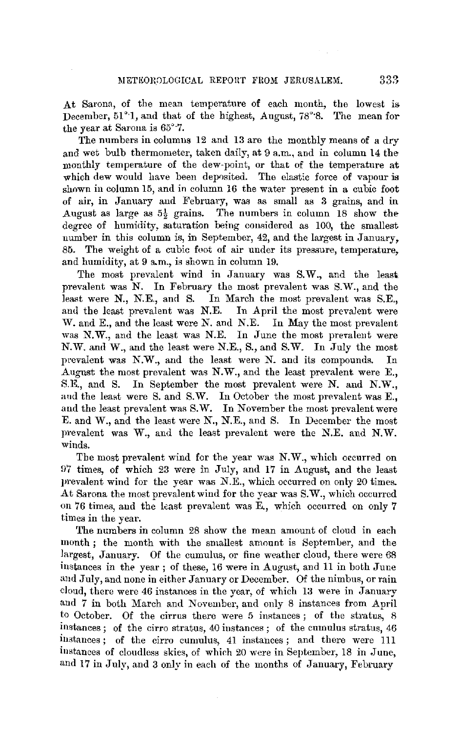At Sarona, of the mean temperature of each month, the lowest is December, 51°·1, and that of the highest, August, 78°·8. The mean for the year at Sarona is 65°·7.

The numbers in columns 12 and 13 are the monthly means of a dry and wet bulb thermometer, taken daily, at 9 a.m., and in column 14 the monthly temperature of the dew-point, or that of the temperature at which dew would have been deposited. The elastic force of vapour is shown in column 15, and in column 16 the water present in a cubic foot of air, in January and February, was as small as 3 grains, and in August as large as 5½ grains. The numbers in column 18 show the degree of humidity, saturation being considered as 100, the smallest number in this column is, in September, 42, and the largest in January, 85. The weight of a cubic foot of air under its pressure, temperature, and humidity, at 9 a.m., is shown in column 19.

The most prevalent wind in January was S.W., and the least prevalent was N. In February the most prevalent was S.W., and the least were N., N.E., and S. In March the most prevalent was S.E., and the least prevalent was N.E. In April the most prevalent were W. and E., and the least were N. and N.E. In May the most prevalent was N.W., and the least was N.E. In June the most prevalent were N.W. and W., and the least were N.E., S., and S.W. In July the most prevalent was N.W., and the least were N. and its compounds. In August the most prevalent was N.W., and the least prevalent were E., S.E., and S. In September the most prevalent were N. and N.W., and the least were S. and S.W. In October the most prevalent was E., and the least prevalent was S.W. In November the most prevalent were E. and W., and the least were N., N.E., and S. In December the most prevalent was W., and the least prevalent were the N.E. and N.W. winds.

The most prevalent wind for the year was N.W., which occurred on 97 times, of which 23 were in July, and 17 in August, and the least prevalent wind for the year was N.E., which occurred on only 20 times. At Sarona the most prevalent wind for the year was S.W., which occurred on 76 times, and the least prevalent was E., which occurred on only 7 times in the year.

The numbers in column 28 show the mean amount of cloud in each month; the month with the smallest amount is September, and the largest, January. Of the cumulus, or fine weather cloud, there were 68 instances in the year; of these, 16 were in August, and 11 in both June and July, and none in either January or December. Of the nimbus, or rain cloud, there were 46 instances in the year, of which 13 were in January and 7 in both March and November, and only 8 instances from April to October. Of the cirrus there were 5 instances; of the stratus, 8 instances; of the cirro stratus, 40 instances; of the cumulus stratus, 46 instances; of the cirro cumulus, 41 instances; and there were 111 instances of cloudless skies, of which 20 were in September, 18 in June, and 17 in July, and 3 only in each of the months of January, February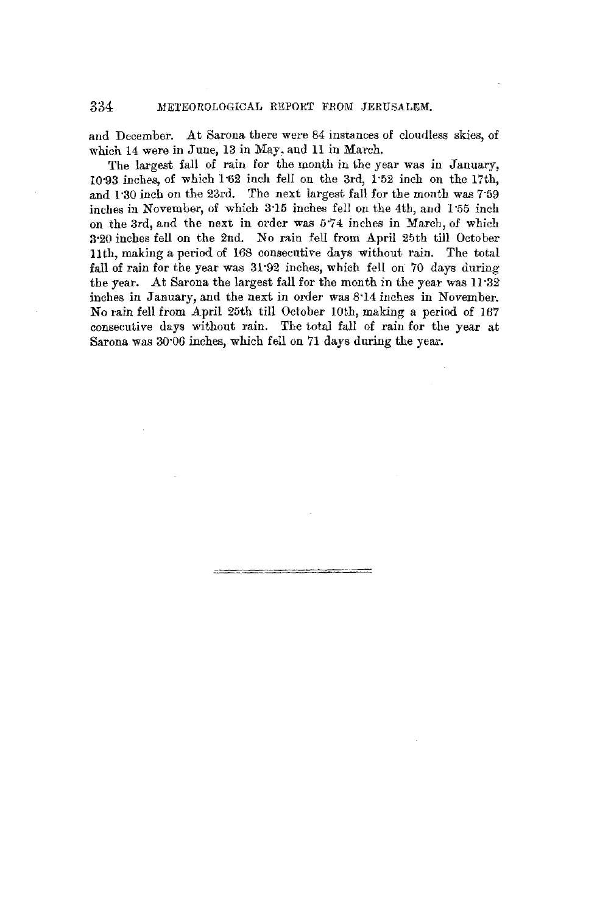and December. At Sarona there were 84 instances of cloudless skies, of which 14 were in June, 13 in May, and 11 in March.

The largest fall of rain for the month in the year was in January, 10·93 inches, of which 1·62 inch fell on the 3rd, 1·52 inch on the 17th, and 1·30 inch on the 23rd. The next largest fall for the month was 7·59 inches in November, of which 3·15 inches fell on the 4th, and 1·55 inch on the 3rd, and the next in order was 5·74 inches in March, of which 3·20 inches fell on the 2nd. No rain fell from April 25th till October 11th, making a period of 168 consecutive days without rain. The total fall of rain for the year was 31·92 inches, which fell on 70 days during the year. At Sarona the largest fall for the month in the year was 11·32 inches in January, and the next in order was 8·14 inches in November. No rain fell from April 25th till October 10th, making a period of 167 consecutive days without rain. The total fall of rain for the year at Sarona was 30·06 inches, which fell on 71 days during the year.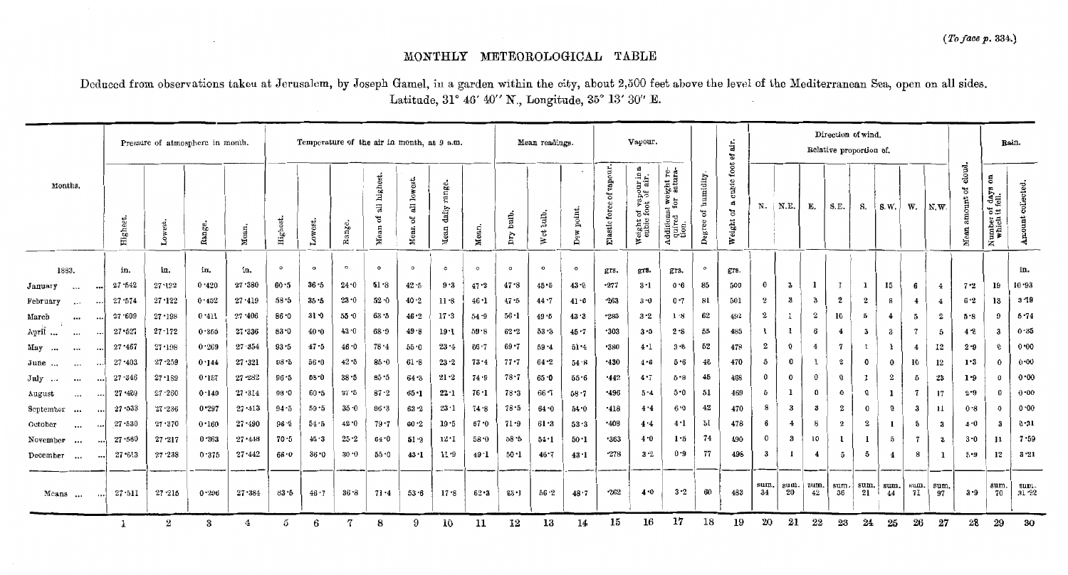(*To face p.* 334.)

## MONTHLY METEOROLOGICAL TABLE

Deduced from observations taken at Jerusalem, by Joseph Gamel, in a garden within the city, about 2,500 feet above the level of the Mediterranean Sea, open on all sides.
Latitude, 31° 46′ 40″ N., Longitude, 35° 13′ 30″ E.

| Months. | Pressure of atmosphere in month. | | | | Temperature of the air in month, at 9 a.m. | | | | | | | Mean readings. | | | Vapour. | | | | | Direction of wind. Relative proportion of. | | | | | | | | | Rain. | |
|---|---|---|---|---|---|---|---|---|---|---|---|---|---|---|---|---|---|---|---|---|---|---|---|---|---|---|---|---|---|---|
| | Highest. | Lowest. | Range. | Mean. | Highest. | Lowest. | Range. | Mean of all highest. | Mean of all lowest. | Mean daily range. | Mean. | Dry bulb. | Wet bulb. | Dew point. | Elastic force of vapour. | Weight of vapour in a cubic foot of air. | Additional weight required for saturation. | Degree of humidity. | Weight of a cubic foot of air. | N. | N.E. | E. | S.E. | S. | S.W. | W. | N.W. | Mean amount of cloud. | Number of days on which it fell. | Amount collected. |
| 1883. | in. | in. | in. | in. | ° | ° | ° | ° | ° | ° | ° | ° | ° | ° | grs. | grs. | grs. | ° | grs. | | | | | | | | | | | in. |
| January | 27·542 | 27·122 | 0·420 | 27·380 | 60·5 | 36·5 | 24·0 | 51·3 | 42·5 | 9·3 | 47·2 | 47·3 | 45·5 | 43·0 | ·277 | 3·1 | 0·6 | 85 | 500 | 0 | 3 | 1 | 1 | 1 | 15 | 6 | 4 | 7·2 | 19 | 10·93 |
| February | 27·574 | 27·122 | 0·452 | 27·419 | 58·5 | 35·5 | 23·0 | 52·0 | 40·2 | 11·8 | 46·1 | 47·5 | 44·7 | 41·6 | ·263 | 3·0 | 0·7 | 81 | 501 | 2 | 3 | 3 | 2 | 2 | 8 | 4 | 4 | 6·2 | 13 | 3·19 |
| March | 27·609 | 27·198 | 0·411 | 27·406 | 86·0 | 31·0 | 55·0 | 63·5 | 46·2 | 17·3 | 54·9 | 56·1 | 49·5 | 43·3 | ·285 | 3·2 | 1·8 | 62 | 492 | 2 | 1 | 2 | 10 | 5 | 4 | 5 | 2 | 5·8 | 9 | 5·74 |
| April | 27·527 | 27·172 | 0·355 | 27·336 | 83·0 | 40·0 | 43·0 | 68·9 | 49·8 | 19·1 | 59·8 | 62·2 | 53·3 | 45·7 | ·303 | 3·5 | 2·8 | 55 | 485 | 1 | 1 | 6 | 4 | 3 | 3 | 7 | 5 | 4·2 | 3 | 0·35 |
| May | 27·467 | 27·198 | 0·269 | 27·354 | 93·5 | 47·5 | 46·0 | 78·4 | 55·0 | 23·4 | 66·7 | 69·7 | 59·4 | 51·4 | ·380 | 4·1 | 3·8 | 52 | 478 | 2 | 0 | 4 | 7 | 1 | 1 | 4 | 12 | 2·9 | 0 | 0·00 |
| June | 27·403 | 27·259 | 0·144 | 27·321 | 98·5 | 56·0 | 42·5 | 85·0 | 61·8 | 23·2 | 73·4 | 77·7 | 64·2 | 54·8 | ·430 | 4·6 | 5·6 | 46 | 470 | 5 | 0 | 1 | 2 | 0 | 0 | 10 | 12 | 1·3 | 0 | 0·00 |
| July | 27·346 | 27·189 | 0·157 | 27·282 | 96·5 | 58·0 | 38·5 | 85·5 | 64·3 | 21·2 | 74·9 | 78·7 | 65·0 | 55·6 | ·442 | 4·7 | 5·8 | 45 | 468 | 0 | 0 | 0 | 0 | 1 | 2 | 5 | 23 | 1·9 | 0 | 0·00 |
| August | 27·409 | 27·260 | 0·149 | 27·314 | 98·0 | 60·5 | 37·5 | 87·2 | 65·1 | 22·1 | 76·1 | 78·3 | 66·7 | 58·7 | ·496 | 5·4 | 5·0 | 51 | 469 | 5 | 1 | 0 | 0 | 0 | 1 | 7 | 17 | 2·9 | 0 | 0·00 |
| September | 27·533 | 27·236 | 0·297 | 27·413 | 94·5 | 59·5 | 35·0 | 86·3 | 63·2 | 23·1 | 74·8 | 78·5 | 64·0 | 54·0 | ·418 | 4·4 | 6·0 | 42 | 470 | 8 | 3 | 3 | 2 | 0 | 0 | 3 | 11 | 0·8 | 0 | 0·00 |
| October | 27·530 | 27·370 | 0·160 | 27·490 | 96·5 | 54·5 | 42·0 | 79·7 | 60·2 | 19·5 | 67·0 | 71·9 | 61·3 | 53·3 | ·408 | 4·4 | 4·1 | 51 | 478 | 6 | 4 | 8 | 2 | 2 | 1 | 5 | 3 | 4·0 | 3 | 0·31 |
| November | 27·580 | 27·217 | 0·363 | 27·448 | 70·5 | 45·3 | 25·2 | 64·0 | 51·9 | 12·1 | 58·0 | 58·5 | 54·1 | 50·1 | ·363 | 4·0 | 1·5 | 74 | 490 | 0 | 3 | 10 | 1 | 1 | 5 | 7 | 3 | 3·0 | 11 | 7·59 |
| December | 27·613 | 27·238 | 0·375 | 27·442 | 66·0 | 36·0 | 30·0 | 55·0 | 43·1 | 11·9 | 49·1 | 50·1 | 46·7 | 43·1 | ·278 | 3·2 | 0·9 | 77 | 498 | 3 | 1 | 4 | 5 | 5 | 4 | 8 | 1 | 5·9 | 12 | 3·21 |
| Means | 27·511 | 27·216 | 0·296 | 27·384 | 83·5 | 46·7 | 36·8 | 71·4 | 53·6 | 17·8 | 62·3 | 63·1 | 56·2 | 48·7 | ·362 | 4·0 | 3·2 | 60 | 483 | sum. 34 | sum. 20 | sum. 42 | sum. 36 | sum. 21 | sum. 44 | sum. 71 | sum. 97 | 3·9 | sum. 70 | sum. 31·22 |
| | 1 | 2 | 3 | 4 | 5 | 6 | 7 | 8 | 9 | 10 | 11 | 12 | 13 | 14 | 15 | 16 | 17 | 18 | 19 | 20 | 21 | 22 | 23 | 24 | 25 | 26 | 27 | 28 | 29 | 30 |